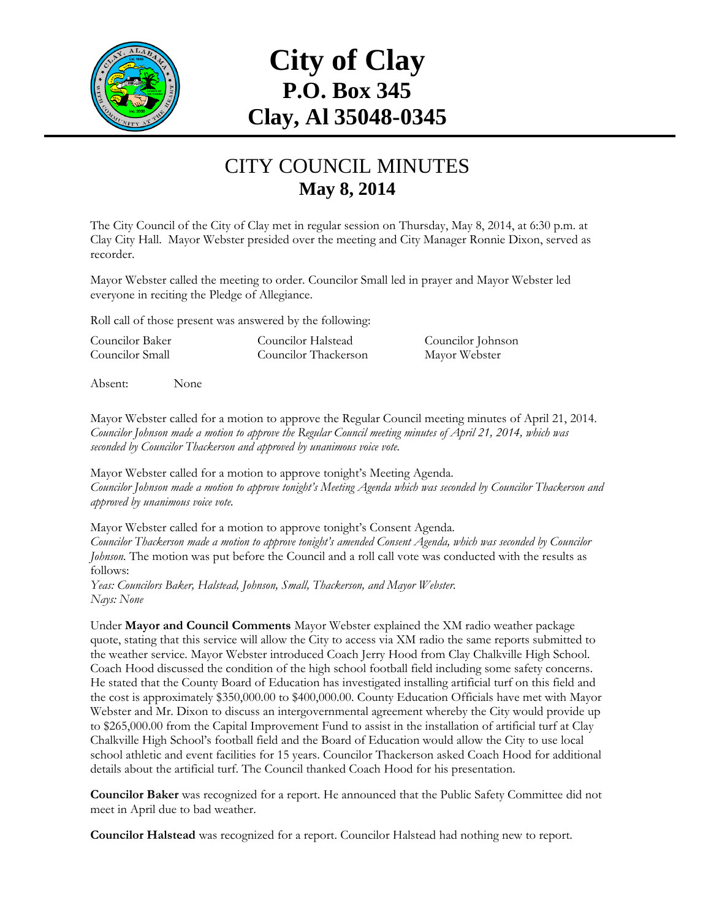# City of Clay
## P.O. Box 345
## Clay, Al 35048-0345

## CITY COUNCIL MINUTES
### May 8, 2014

The City Council of the City of Clay met in regular session on Thursday, May 8, 2014, at 6:30 p.m. at Clay City Hall. Mayor Webster presided over the meeting and City Manager Ronnie Dixon, served as recorder.

Mayor Webster called the meeting to order. Councilor Small led in prayer and Mayor Webster led everyone in reciting the Pledge of Allegiance.

Roll call of those present was answered by the following:

| | | |
|---|---|---|
| Councilor Baker | Councilor Halstead | Councilor Johnson |
| Councilor Small | Councilor Thackerson | Mayor Webster |

Absent: None

Mayor Webster called for a motion to approve the Regular Council meeting minutes of April 21, 2014. *Councilor Johnson made a motion to approve the Regular Council meeting minutes of April 21, 2014, which was seconded by Councilor Thackerson and approved by unanimous voice vote.*

Mayor Webster called for a motion to approve tonight's Meeting Agenda.
*Councilor Johnson made a motion to approve tonight's Meeting Agenda which was seconded by Councilor Thackerson and approved by unanimous voice vote.*

Mayor Webster called for a motion to approve tonight's Consent Agenda.
*Councilor Thackerson made a motion to approve tonight's amended Consent Agenda, which was seconded by Councilor Johnson.* The motion was put before the Council and a roll call vote was conducted with the results as follows:
*Yeas: Councilors Baker, Halstead, Johnson, Small, Thackerson, and Mayor Webster.*
*Nays: None*

Under **Mayor and Council Comments** Mayor Webster explained the XM radio weather package quote, stating that this service will allow the City to access via XM radio the same reports submitted to the weather service. Mayor Webster introduced Coach Jerry Hood from Clay Chalkville High School. Coach Hood discussed the condition of the high school football field including some safety concerns. He stated that the County Board of Education has investigated installing artificial turf on this field and the cost is approximately \$350,000.00 to \$400,000.00. County Education Officials have met with Mayor Webster and Mr. Dixon to discuss an intergovernmental agreement whereby the City would provide up to \$265,000.00 from the Capital Improvement Fund to assist in the installation of artificial turf at Clay Chalkville High School's football field and the Board of Education would allow the City to use local school athletic and event facilities for 15 years. Councilor Thackerson asked Coach Hood for additional details about the artificial turf. The Council thanked Coach Hood for his presentation.

**Councilor Baker** was recognized for a report. He announced that the Public Safety Committee did not meet in April due to bad weather.

**Councilor Halstead** was recognized for a report. Councilor Halstead had nothing new to report.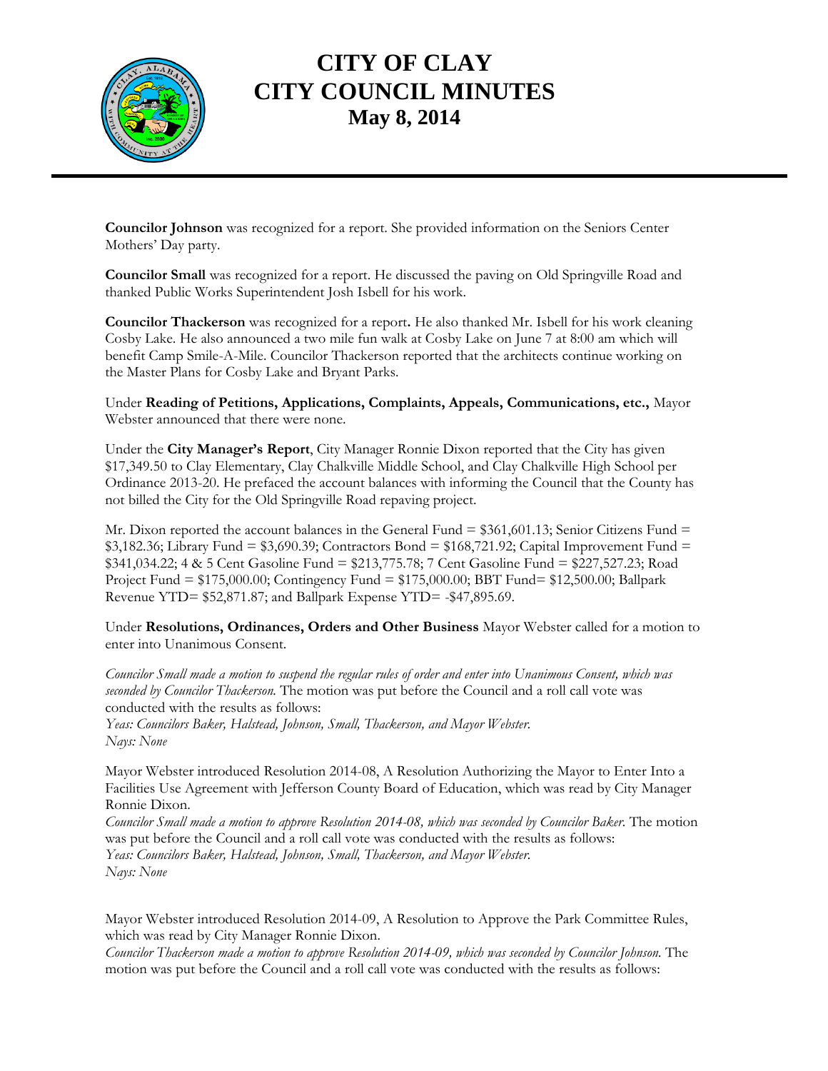# CITY OF CLAY
# CITY COUNCIL MINUTES
## May 8, 2014

**Councilor Johnson** was recognized for a report. She provided information on the Seniors Center Mothers' Day party.

**Councilor Small** was recognized for a report. He discussed the paving on Old Springville Road and thanked Public Works Superintendent Josh Isbell for his work.

**Councilor Thackerson** was recognized for a report**.** He also thanked Mr. Isbell for his work cleaning Cosby Lake. He also announced a two mile fun walk at Cosby Lake on June 7 at 8:00 am which will benefit Camp Smile-A-Mile. Councilor Thackerson reported that the architects continue working on the Master Plans for Cosby Lake and Bryant Parks.

Under **Reading of Petitions, Applications, Complaints, Appeals, Communications, etc.,** Mayor Webster announced that there were none.

Under the **City Manager's Report**, City Manager Ronnie Dixon reported that the City has given $17,349.50 to Clay Elementary, Clay Chalkville Middle School, and Clay Chalkville High School per Ordinance 2013-20. He prefaced the account balances with informing the Council that the County has not billed the City for the Old Springville Road repaving project.

Mr. Dixon reported the account balances in the General Fund = $361,601.13; Senior Citizens Fund = $3,182.36; Library Fund = $3,690.39; Contractors Bond = $168,721.92; Capital Improvement Fund = $341,034.22; 4 & 5 Cent Gasoline Fund = $213,775.78; 7 Cent Gasoline Fund = $227,527.23; Road Project Fund = $175,000.00; Contingency Fund = $175,000.00; BBT Fund= $12,500.00; Ballpark Revenue YTD= $52,871.87; and Ballpark Expense YTD= -$47,895.69.

Under **Resolutions, Ordinances, Orders and Other Business** Mayor Webster called for a motion to enter into Unanimous Consent.

*Councilor Small made a motion to suspend the regular rules of order and enter into Unanimous Consent, which was seconded by Councilor Thackerson.* The motion was put before the Council and a roll call vote was conducted with the results as follows:
*Yeas: Councilors Baker, Halstead, Johnson, Small, Thackerson, and Mayor Webster.*
*Nays: None*

Mayor Webster introduced Resolution 2014-08, A Resolution Authorizing the Mayor to Enter Into a Facilities Use Agreement with Jefferson County Board of Education, which was read by City Manager Ronnie Dixon.
*Councilor Small made a motion to approve Resolution 2014-08, which was seconded by Councilor Baker.* The motion was put before the Council and a roll call vote was conducted with the results as follows:
*Yeas: Councilors Baker, Halstead, Johnson, Small, Thackerson, and Mayor Webster.*
*Nays: None*

Mayor Webster introduced Resolution 2014-09, A Resolution to Approve the Park Committee Rules, which was read by City Manager Ronnie Dixon.
*Councilor Thackerson made a motion to approve Resolution 2014-09, which was seconded by Councilor Johnson.* The motion was put before the Council and a roll call vote was conducted with the results as follows: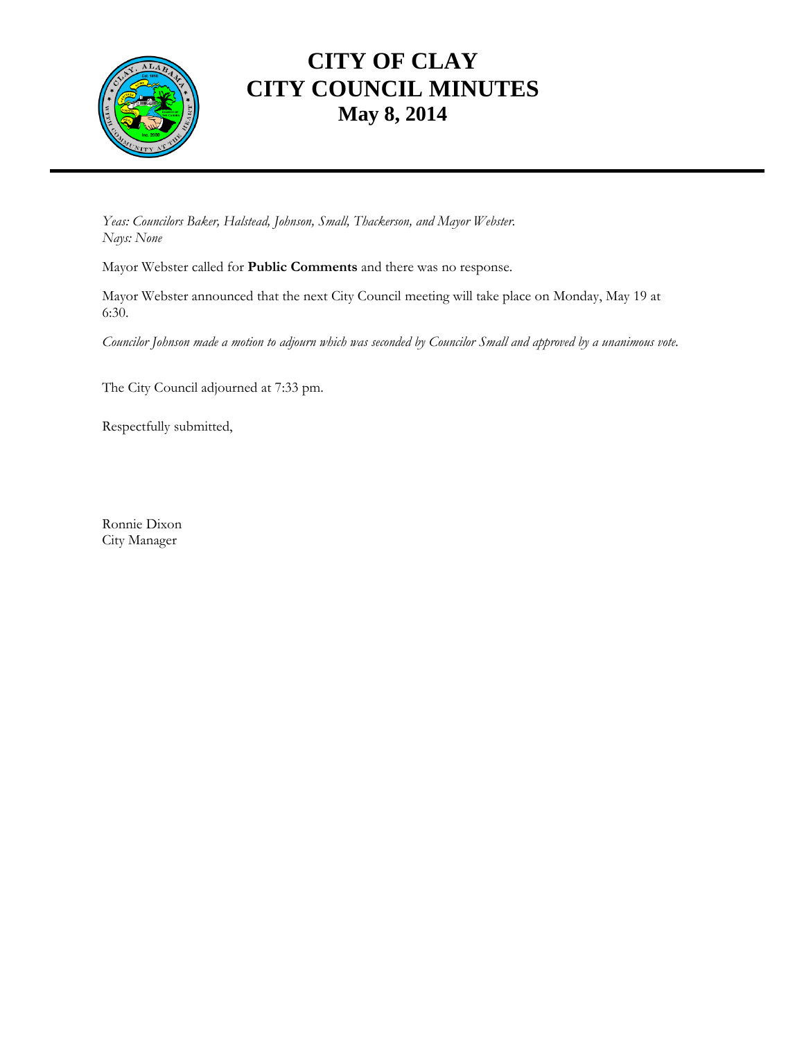# CITY OF CLAY
# CITY COUNCIL MINUTES
## May 8, 2014

*Yeas: Councilors Baker, Halstead, Johnson, Small, Thackerson, and Mayor Webster.*
*Nays: None*

Mayor Webster called for **Public Comments** and there was no response.

Mayor Webster announced that the next City Council meeting will take place on Monday, May 19 at 6:30.

*Councilor Johnson made a motion to adjourn which was seconded by Councilor Small and approved by a unanimous vote.*

The City Council adjourned at 7:33 pm.

Respectfully submitted,

Ronnie Dixon
City Manager